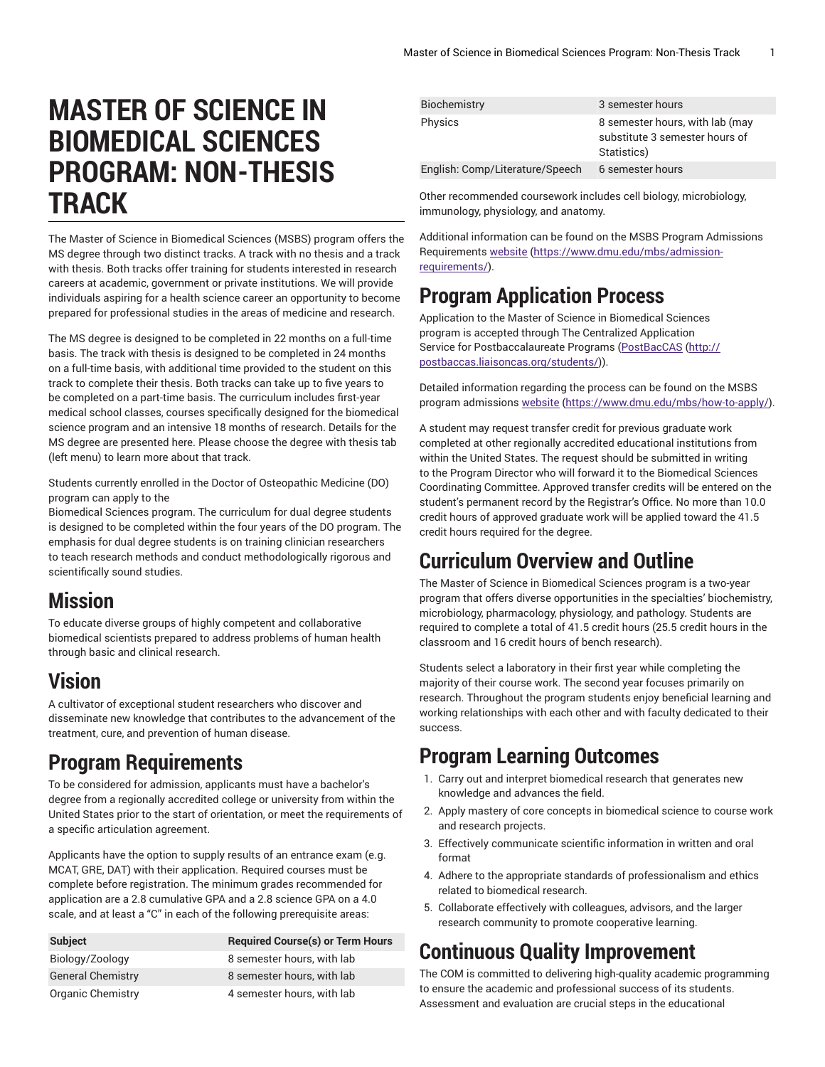# MASTER OF SCIENCE IN BIOMEDICAL SCIENCES PROGRAM: NON-THESIS TRACK

The Master of Science in Biomedical Sciences (MSBS) program offers the MS degree through two distinct tracks. A track with no thesis and a track with thesis. Both tracks offer training for students interested in research careers at academic, government or private institutions. We will provide individuals aspiring for a health science career an opportunity to become prepared for professional studies in the areas of medicine and research.

The MS degree is designed to be completed in 22 months on a full-time basis. The track with thesis is designed to be completed in 24 months on a full-time basis, with additional time provided to the student on this track to complete their thesis. Both tracks can take up to five years to be completed on a part-time basis. The curriculum includes first-year medical school classes, courses specifically designed for the biomedical science program and an intensive 18 months of research. Details for the MS degree are presented here. Please choose the degree with thesis tab (left menu) to learn more about that track.

Students currently enrolled in the Doctor of Osteopathic Medicine (DO) program can apply to the
Biomedical Sciences program. The curriculum for dual degree students is designed to be completed within the four years of the DO program. The emphasis for dual degree students is on training clinician researchers to teach research methods and conduct methodologically rigorous and scientifically sound studies.

## Mission

To educate diverse groups of highly competent and collaborative biomedical scientists prepared to address problems of human health through basic and clinical research.

## Vision

A cultivator of exceptional student researchers who discover and disseminate new knowledge that contributes to the advancement of the treatment, cure, and prevention of human disease.

## Program Requirements

To be considered for admission, applicants must have a bachelor's degree from a regionally accredited college or university from within the United States prior to the start of orientation, or meet the requirements of a specific articulation agreement.

Applicants have the option to supply results of an entrance exam (e.g. MCAT, GRE, DAT) with their application. Required courses must be complete before registration. The minimum grades recommended for application are a 2.8 cumulative GPA and a 2.8 science GPA on a 4.0 scale, and at least a "C" in each of the following prerequisite areas:

| Subject | Required Course(s) or Term Hours |
|---|---|
| Biology/Zoology | 8 semester hours, with lab |
| General Chemistry | 8 semester hours, with lab |
| Organic Chemistry | 4 semester hours, with lab |
| Biochemistry | 3 semester hours |
| Physics | 8 semester hours, with lab (may substitute 3 semester hours of Statistics) |
| English: Comp/Literature/Speech | 6 semester hours |

Other recommended coursework includes cell biology, microbiology, immunology, physiology, and anatomy.

Additional information can be found on the MSBS Program Admissions Requirements website (https://www.dmu.edu/mbs/admission-requirements/).

## Program Application Process

Application to the Master of Science in Biomedical Sciences program is accepted through The Centralized Application Service for Postbaccalaureate Programs (PostBacCAS (http://postbaccas.liaisoncas.org/students/)).

Detailed information regarding the process can be found on the MSBS program admissions website (https://www.dmu.edu/mbs/how-to-apply/).

A student may request transfer credit for previous graduate work completed at other regionally accredited educational institutions from within the United States. The request should be submitted in writing to the Program Director who will forward it to the Biomedical Sciences Coordinating Committee. Approved transfer credits will be entered on the student's permanent record by the Registrar's Office. No more than 10.0 credit hours of approved graduate work will be applied toward the 41.5 credit hours required for the degree.

## Curriculum Overview and Outline

The Master of Science in Biomedical Sciences program is a two-year program that offers diverse opportunities in the specialties' biochemistry, microbiology, pharmacology, physiology, and pathology. Students are required to complete a total of 41.5 credit hours (25.5 credit hours in the classroom and 16 credit hours of bench research).

Students select a laboratory in their first year while completing the majority of their course work. The second year focuses primarily on research. Throughout the program students enjoy beneficial learning and working relationships with each other and with faculty dedicated to their success.

## Program Learning Outcomes

1. Carry out and interpret biomedical research that generates new knowledge and advances the field.
2. Apply mastery of core concepts in biomedical science to course work and research projects.
3. Effectively communicate scientific information in written and oral format
4. Adhere to the appropriate standards of professionalism and ethics related to biomedical research.
5. Collaborate effectively with colleagues, advisors, and the larger research community to promote cooperative learning.

## Continuous Quality Improvement

The COM is committed to delivering high-quality academic programming to ensure the academic and professional success of its students. Assessment and evaluation are crucial steps in the educational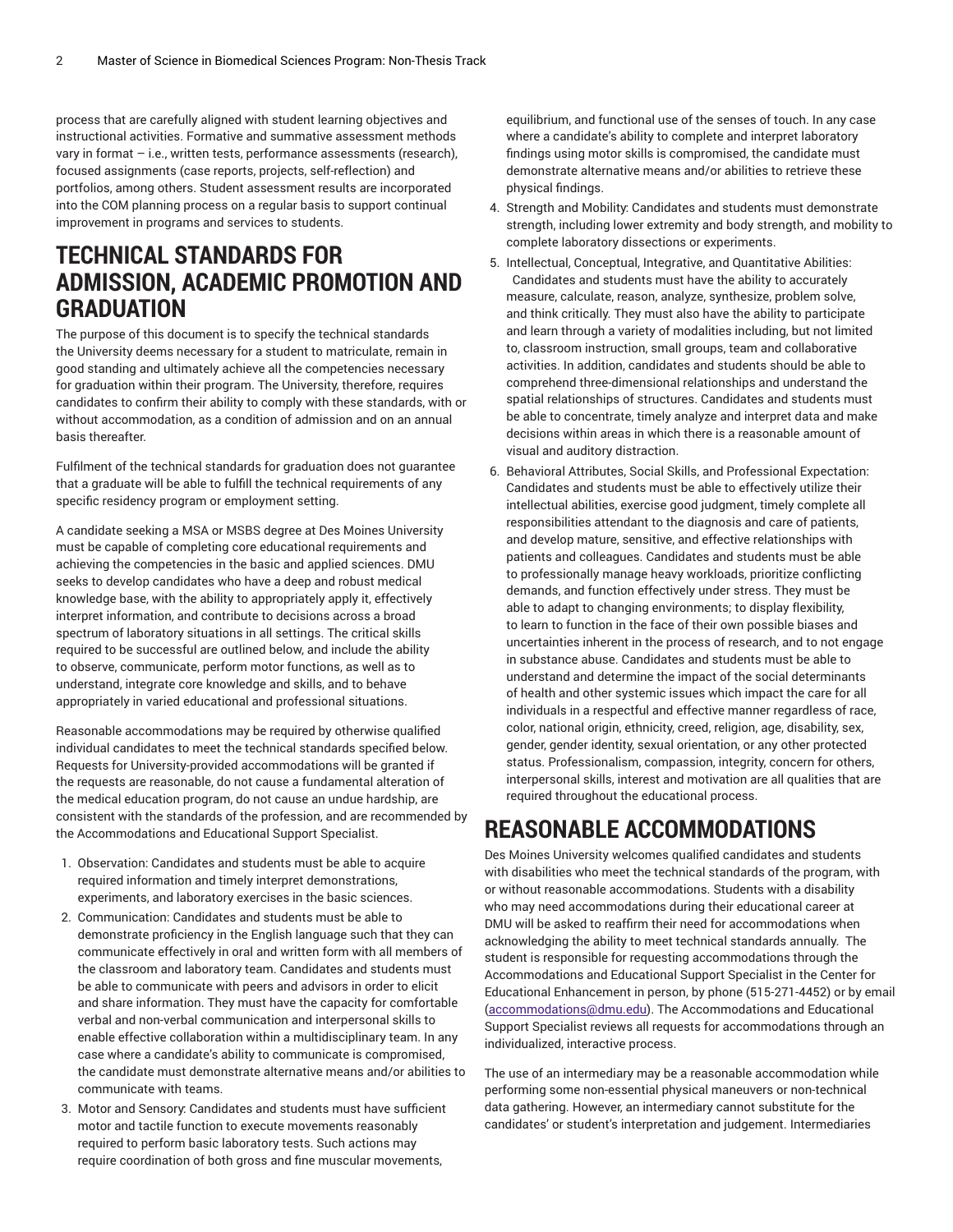process that are carefully aligned with student learning objectives and instructional activities. Formative and summative assessment methods vary in format – i.e., written tests, performance assessments (research), focused assignments (case reports, projects, self-reflection) and portfolios, among others. Student assessment results are incorporated into the COM planning process on a regular basis to support continual improvement in programs and services to students.

# TECHNICAL STANDARDS FOR ADMISSION, ACADEMIC PROMOTION AND GRADUATION

The purpose of this document is to specify the technical standards the University deems necessary for a student to matriculate, remain in good standing and ultimately achieve all the competencies necessary for graduation within their program. The University, therefore, requires candidates to confirm their ability to comply with these standards, with or without accommodation, as a condition of admission and on an annual basis thereafter.

Fulfilment of the technical standards for graduation does not guarantee that a graduate will be able to fulfill the technical requirements of any specific residency program or employment setting.

A candidate seeking a MSA or MSBS degree at Des Moines University must be capable of completing core educational requirements and achieving the competencies in the basic and applied sciences. DMU seeks to develop candidates who have a deep and robust medical knowledge base, with the ability to appropriately apply it, effectively interpret information, and contribute to decisions across a broad spectrum of laboratory situations in all settings. The critical skills required to be successful are outlined below, and include the ability to observe, communicate, perform motor functions, as well as to understand, integrate core knowledge and skills, and to behave appropriately in varied educational and professional situations.

Reasonable accommodations may be required by otherwise qualified individual candidates to meet the technical standards specified below. Requests for University-provided accommodations will be granted if the requests are reasonable, do not cause a fundamental alteration of the medical education program, do not cause an undue hardship, are consistent with the standards of the profession, and are recommended by the Accommodations and Educational Support Specialist.

1. Observation: Candidates and students must be able to acquire required information and timely interpret demonstrations, experiments, and laboratory exercises in the basic sciences.
2. Communication: Candidates and students must be able to demonstrate proficiency in the English language such that they can communicate effectively in oral and written form with all members of the classroom and laboratory team. Candidates and students must be able to communicate with peers and advisors in order to elicit and share information. They must have the capacity for comfortable verbal and non-verbal communication and interpersonal skills to enable effective collaboration within a multidisciplinary team. In any case where a candidate's ability to communicate is compromised, the candidate must demonstrate alternative means and/or abilities to communicate with teams.
3. Motor and Sensory: Candidates and students must have sufficient motor and tactile function to execute movements reasonably required to perform basic laboratory tests. Such actions may require coordination of both gross and fine muscular movements, equilibrium, and functional use of the senses of touch. In any case where a candidate's ability to complete and interpret laboratory findings using motor skills is compromised, the candidate must demonstrate alternative means and/or abilities to retrieve these physical findings.
4. Strength and Mobility: Candidates and students must demonstrate strength, including lower extremity and body strength, and mobility to complete laboratory dissections or experiments.
5. Intellectual, Conceptual, Integrative, and Quantitative Abilities: Candidates and students must have the ability to accurately measure, calculate, reason, analyze, synthesize, problem solve, and think critically. They must also have the ability to participate and learn through a variety of modalities including, but not limited to, classroom instruction, small groups, team and collaborative activities. In addition, candidates and students should be able to comprehend three-dimensional relationships and understand the spatial relationships of structures. Candidates and students must be able to concentrate, timely analyze and interpret data and make decisions within areas in which there is a reasonable amount of visual and auditory distraction.
6. Behavioral Attributes, Social Skills, and Professional Expectation: Candidates and students must be able to effectively utilize their intellectual abilities, exercise good judgment, timely complete all responsibilities attendant to the diagnosis and care of patients, and develop mature, sensitive, and effective relationships with patients and colleagues. Candidates and students must be able to professionally manage heavy workloads, prioritize conflicting demands, and function effectively under stress. They must be able to adapt to changing environments; to display flexibility, to learn to function in the face of their own possible biases and uncertainties inherent in the process of research, and to not engage in substance abuse. Candidates and students must be able to understand and determine the impact of the social determinants of health and other systemic issues which impact the care for all individuals in a respectful and effective manner regardless of race, color, national origin, ethnicity, creed, religion, age, disability, sex, gender, gender identity, sexual orientation, or any other protected status. Professionalism, compassion, integrity, concern for others, interpersonal skills, interest and motivation are all qualities that are required throughout the educational process.

# REASONABLE ACCOMMODATIONS

Des Moines University welcomes qualified candidates and students with disabilities who meet the technical standards of the program, with or without reasonable accommodations. Students with a disability who may need accommodations during their educational career at DMU will be asked to reaffirm their need for accommodations when acknowledging the ability to meet technical standards annually. The student is responsible for requesting accommodations through the Accommodations and Educational Support Specialist in the Center for Educational Enhancement in person, by phone (515-271-4452) or by email (accommodations@dmu.edu). The Accommodations and Educational Support Specialist reviews all requests for accommodations through an individualized, interactive process.

The use of an intermediary may be a reasonable accommodation while performing some non-essential physical maneuvers or non-technical data gathering. However, an intermediary cannot substitute for the candidates' or student's interpretation and judgement. Intermediaries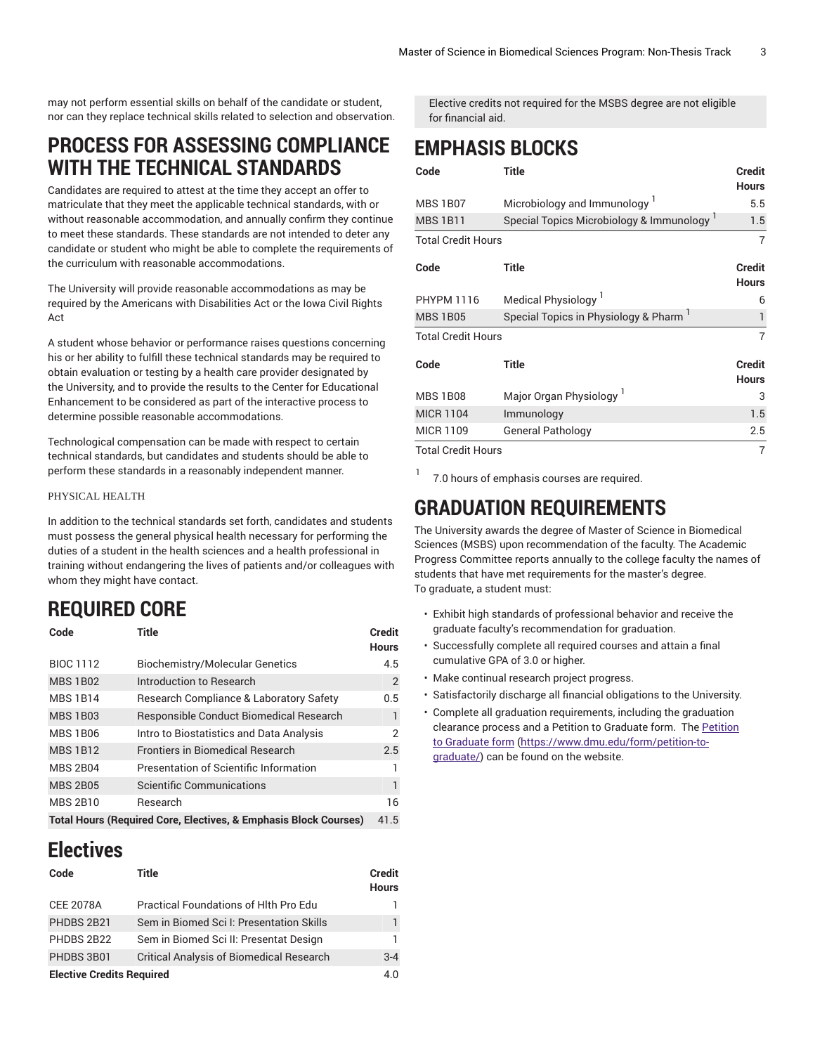may not perform essential skills on behalf of the candidate or student, nor can they replace technical skills related to selection and observation.

## PROCESS FOR ASSESSING COMPLIANCE WITH THE TECHNICAL STANDARDS

Candidates are required to attest at the time they accept an offer to matriculate that they meet the applicable technical standards, with or without reasonable accommodation, and annually confirm they continue to meet these standards. These standards are not intended to deter any candidate or student who might be able to complete the requirements of the curriculum with reasonable accommodations.

The University will provide reasonable accommodations as may be required by the Americans with Disabilities Act or the Iowa Civil Rights Act

A student whose behavior or performance raises questions concerning his or her ability to fulfill these technical standards may be required to obtain evaluation or testing by a health care provider designated by the University, and to provide the results to the Center for Educational Enhancement to be considered as part of the interactive process to determine possible reasonable accommodations.

Technological compensation can be made with respect to certain technical standards, but candidates and students should be able to perform these standards in a reasonably independent manner.

PHYSICAL HEALTH

In addition to the technical standards set forth, candidates and students must possess the general physical health necessary for performing the duties of a student in the health sciences and a health professional in training without endangering the lives of patients and/or colleagues with whom they might have contact.

## REQUIRED CORE

| Code | Title | Credit Hours |
|---|---|---|
| BIOC 1112 | Biochemistry/Molecular Genetics | 4.5 |
| MBS 1B02 | Introduction to Research | 2 |
| MBS 1B14 | Research Compliance & Laboratory Safety | 0.5 |
| MBS 1B03 | Responsible Conduct Biomedical Research | 1 |
| MBS 1B06 | Intro to Biostatistics and Data Analysis | 2 |
| MBS 1B12 | Frontiers in Biomedical Research | 2.5 |
| MBS 2B04 | Presentation of Scientific Information | 1 |
| MBS 2B05 | Scientific Communications | 1 |
| MBS 2B10 | Research | 16 |
| **Total Hours (Required Core, Electives, & Emphasis Block Courses)** | | 41.5 |

## Electives

| Code | Title | Credit Hours |
|---|---|---|
| CEE 2078A | Practical Foundations of Hlth Pro Edu | 1 |
| PHDBS 2B21 | Sem in Biomed Sci I: Presentation Skills | 1 |
| PHDBS 2B22 | Sem in Biomed Sci II: Presentat Design | 1 |
| PHDBS 3B01 | Critical Analysis of Biomedical Research | 3-4 |
| **Elective Credits Required** | | 4.0 |

Elective credits not required for the MSBS degree are not eligible for financial aid.

## EMPHASIS BLOCKS

| Code | Title | Credit Hours |
|---|---|---|
| MBS 1B07 | Microbiology and Immunology [1] | 5.5 |
| MBS 1B11 | Special Topics Microbiology & Immunology [1] | 1.5 |
| Total Credit Hours | | 7 |

| Code | Title | Credit Hours |
|---|---|---|
| PHYPM 1116 | Medical Physiology [1] | 6 |
| MBS 1B05 | Special Topics in Physiology & Pharm [1] | 1 |
| Total Credit Hours | | 7 |

| Code | Title | Credit Hours |
|---|---|---|
| MBS 1B08 | Major Organ Physiology [1] | 3 |
| MICR 1104 | Immunology | 1.5 |
| MICR 1109 | General Pathology | 2.5 |
| Total Credit Hours | | 7 |

[1] 7.0 hours of emphasis courses are required.

## GRADUATION REQUIREMENTS

The University awards the degree of Master of Science in Biomedical Sciences (MSBS) upon recommendation of the faculty. The Academic Progress Committee reports annually to the college faculty the names of students that have met requirements for the master's degree.
To graduate, a student must:

- Exhibit high standards of professional behavior and receive the graduate faculty's recommendation for graduation.
- Successfully complete all required courses and attain a final cumulative GPA of 3.0 or higher.
- Make continual research project progress.
- Satisfactorily discharge all financial obligations to the University.
- Complete all graduation requirements, including the graduation clearance process and a Petition to Graduate form. The Petition to Graduate form (https://www.dmu.edu/form/petition-to-graduate/) can be found on the website.